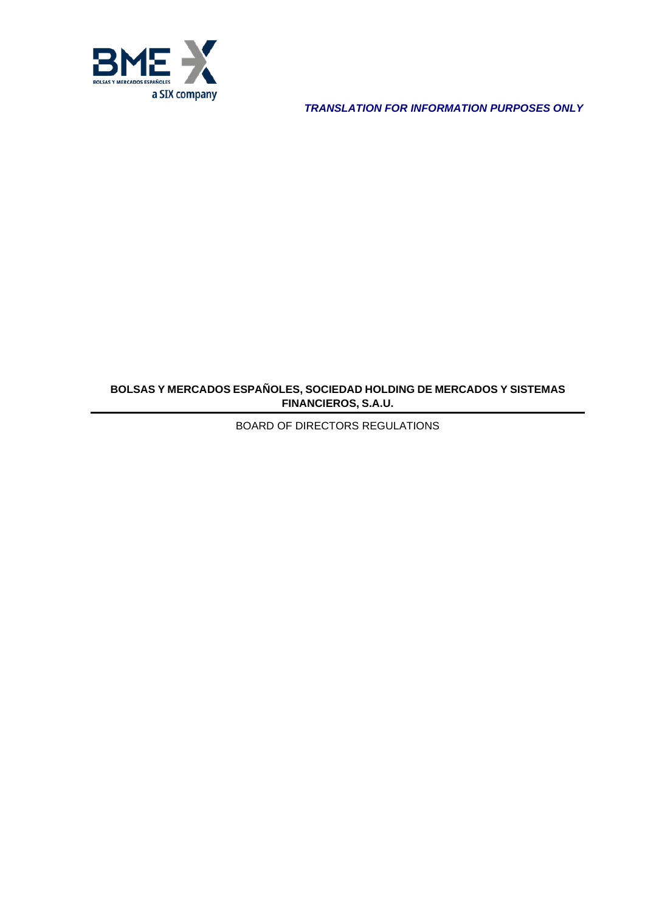*TRANSLATION FOR INFORMATION PURPOSES ONLY*

**BOLSAS Y MERCADOS ESPAÑOLES, SOCIEDAD HOLDING DE MERCADOS Y SISTEMAS FINANCIEROS, S.A.U.**

BOARD OF DIRECTORS REGULATIONS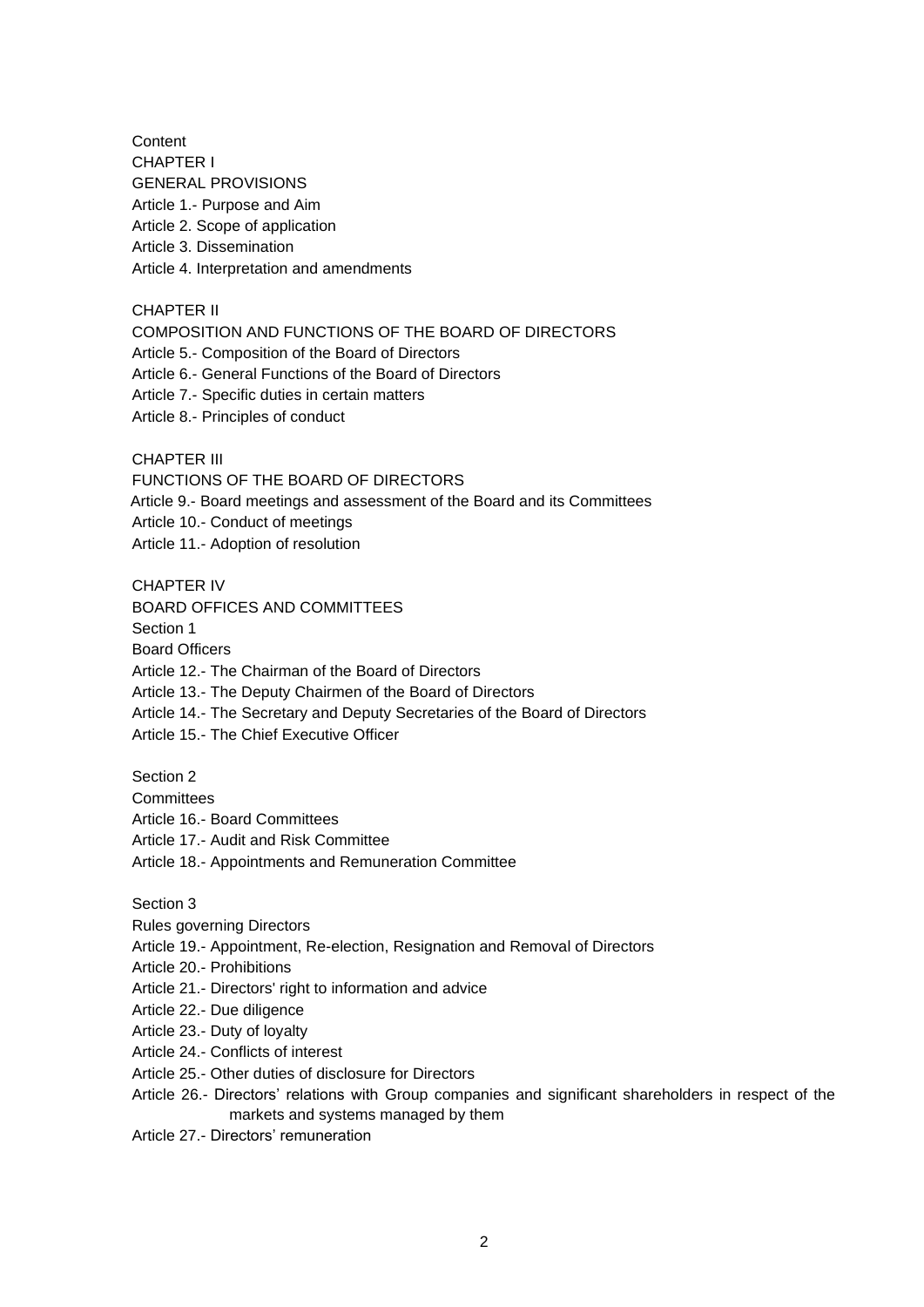Content

CHAPTER I

GENERAL PROVISIONS

Article 1.- Purpose and Aim

Article 2. Scope of application

Article 3. Dissemination

Article 4. Interpretation and amendments

CHAPTER II

COMPOSITION AND FUNCTIONS OF THE BOARD OF DIRECTORS

Article 5.- Composition of the Board of Directors

Article 6.- General Functions of the Board of Directors

Article 7.- Specific duties in certain matters

Article 8.- Principles of conduct

CHAPTER III

FUNCTIONS OF THE BOARD OF DIRECTORS

Article 9.- Board meetings and assessment of the Board and its Committees

Article 10.- Conduct of meetings

Article 11.- Adoption of resolution

CHAPTER IV

BOARD OFFICES AND COMMITTEES

Section 1

Board Officers

Article 12.- The Chairman of the Board of Directors

Article 13.- The Deputy Chairmen of the Board of Directors

Article 14.- The Secretary and Deputy Secretaries of the Board of Directors

Article 15.- The Chief Executive Officer

Section 2

Committees

Article 16.- Board Committees

Article 17.- Audit and Risk Committee

Article 18.- Appointments and Remuneration Committee

Section 3

Rules governing Directors

Article 19.- Appointment, Re-election, Resignation and Removal of Directors

Article 20.- Prohibitions

Article 21.- Directors' right to information and advice

Article 22.- Due diligence

Article 23.- Duty of loyalty

Article 24.- Conflicts of interest

Article 25.- Other duties of disclosure for Directors

Article 26.- Directors' relations with Group companies and significant shareholders in respect of the markets and systems managed by them

Article 27.- Directors' remuneration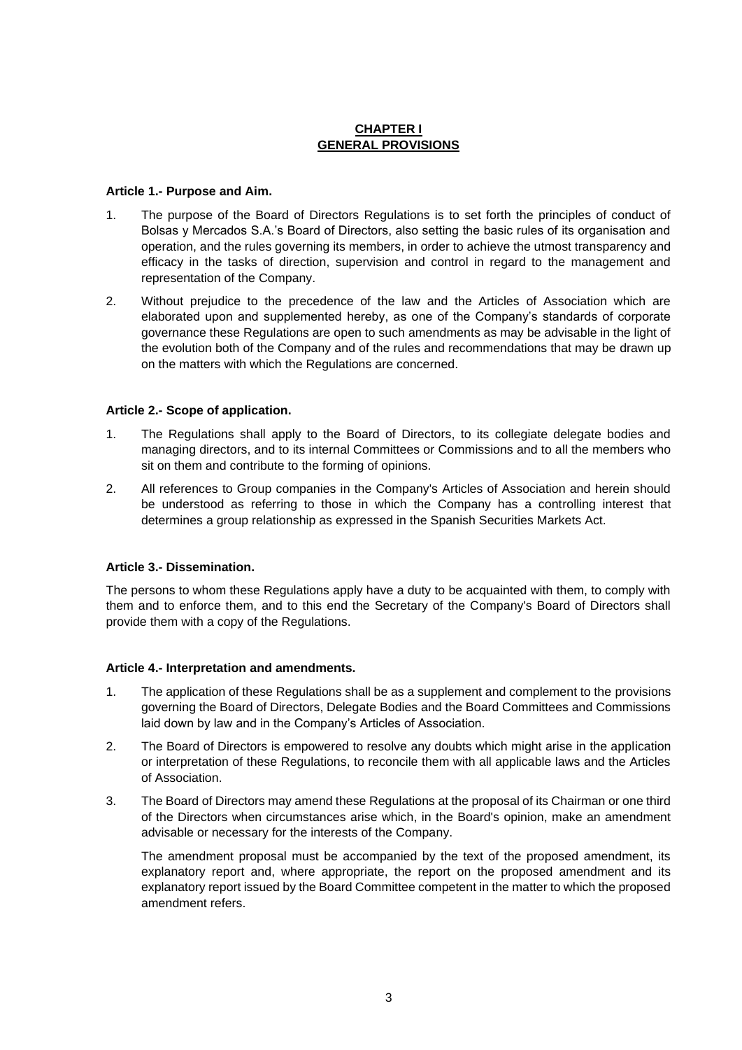# CHAPTER I
# GENERAL PROVISIONS

### Article 1.- Purpose and Aim.

1. The purpose of the Board of Directors Regulations is to set forth the principles of conduct of Bolsas y Mercados S.A.'s Board of Directors, also setting the basic rules of its organisation and operation, and the rules governing its members, in order to achieve the utmost transparency and efficacy in the tasks of direction, supervision and control in regard to the management and representation of the Company.

2. Without prejudice to the precedence of the law and the Articles of Association which are elaborated upon and supplemented hereby, as one of the Company's standards of corporate governance these Regulations are open to such amendments as may be advisable in the light of the evolution both of the Company and of the rules and recommendations that may be drawn up on the matters with which the Regulations are concerned.

### Article 2.- Scope of application.

1. The Regulations shall apply to the Board of Directors, to its collegiate delegate bodies and managing directors, and to its internal Committees or Commissions and to all the members who sit on them and contribute to the forming of opinions.

2. All references to Group companies in the Company's Articles of Association and herein should be understood as referring to those in which the Company has a controlling interest that determines a group relationship as expressed in the Spanish Securities Markets Act.

### Article 3.- Dissemination.

The persons to whom these Regulations apply have a duty to be acquainted with them, to comply with them and to enforce them, and to this end the Secretary of the Company's Board of Directors shall provide them with a copy of the Regulations.

### Article 4.- Interpretation and amendments.

1. The application of these Regulations shall be as a supplement and complement to the provisions governing the Board of Directors, Delegate Bodies and the Board Committees and Commissions laid down by law and in the Company's Articles of Association.

2. The Board of Directors is empowered to resolve any doubts which might arise in the application or interpretation of these Regulations, to reconcile them with all applicable laws and the Articles of Association.

3. The Board of Directors may amend these Regulations at the proposal of its Chairman or one third of the Directors when circumstances arise which, in the Board's opinion, make an amendment advisable or necessary for the interests of the Company.

   The amendment proposal must be accompanied by the text of the proposed amendment, its explanatory report and, where appropriate, the report on the proposed amendment and its explanatory report issued by the Board Committee competent in the matter to which the proposed amendment refers.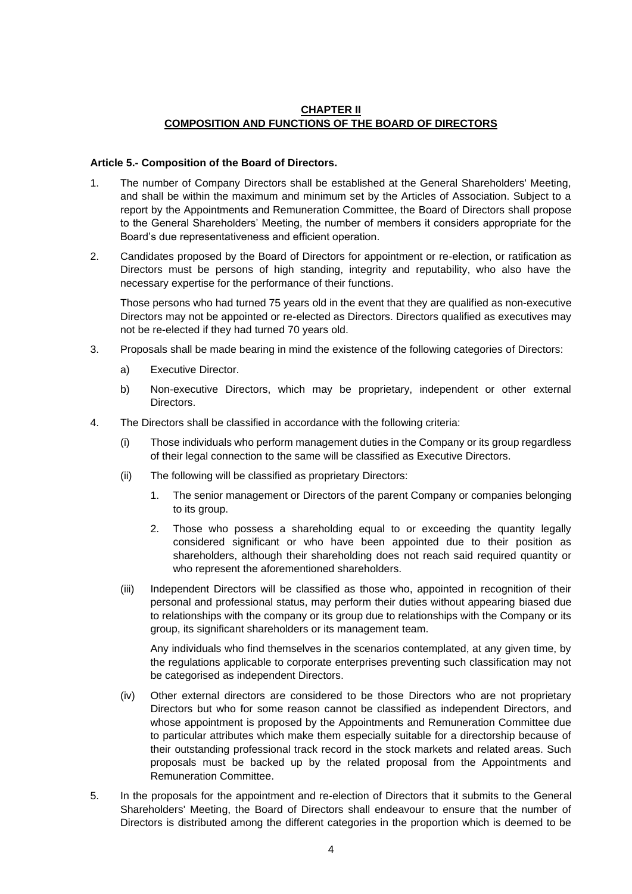# CHAPTER II
# COMPOSITION AND FUNCTIONS OF THE BOARD OF DIRECTORS

**Article 5.- Composition of the Board of Directors.**

1. The number of Company Directors shall be established at the General Shareholders' Meeting, and shall be within the maximum and minimum set by the Articles of Association. Subject to a report by the Appointments and Remuneration Committee, the Board of Directors shall propose to the General Shareholders' Meeting, the number of members it considers appropriate for the Board's due representativeness and efficient operation.

2. Candidates proposed by the Board of Directors for appointment or re-election, or ratification as Directors must be persons of high standing, integrity and reputability, who also have the necessary expertise for the performance of their functions.

   Those persons who had turned 75 years old in the event that they are qualified as non-executive Directors may not be appointed or re-elected as Directors. Directors qualified as executives may not be re-elected if they had turned 70 years old.

3. Proposals shall be made bearing in mind the existence of the following categories of Directors:

   a) Executive Director.

   b) Non-executive Directors, which may be proprietary, independent or other external Directors.

4. The Directors shall be classified in accordance with the following criteria:

   (i) Those individuals who perform management duties in the Company or its group regardless of their legal connection to the same will be classified as Executive Directors.

   (ii) The following will be classified as proprietary Directors:

      1. The senior management or Directors of the parent Company or companies belonging to its group.

      2. Those who possess a shareholding equal to or exceeding the quantity legally considered significant or who have been appointed due to their position as shareholders, although their shareholding does not reach said required quantity or who represent the aforementioned shareholders.

   (iii) Independent Directors will be classified as those who, appointed in recognition of their personal and professional status, may perform their duties without appearing biased due to relationships with the company or its group due to relationships with the Company or its group, its significant shareholders or its management team.

      Any individuals who find themselves in the scenarios contemplated, at any given time, by the regulations applicable to corporate enterprises preventing such classification may not be categorised as independent Directors.

   (iv) Other external directors are considered to be those Directors who are not proprietary Directors but who for some reason cannot be classified as independent Directors, and whose appointment is proposed by the Appointments and Remuneration Committee due to particular attributes which make them especially suitable for a directorship because of their outstanding professional track record in the stock markets and related areas. Such proposals must be backed up by the related proposal from the Appointments and Remuneration Committee.

5. In the proposals for the appointment and re-election of Directors that it submits to the General Shareholders' Meeting, the Board of Directors shall endeavour to ensure that the number of Directors is distributed among the different categories in the proportion which is deemed to be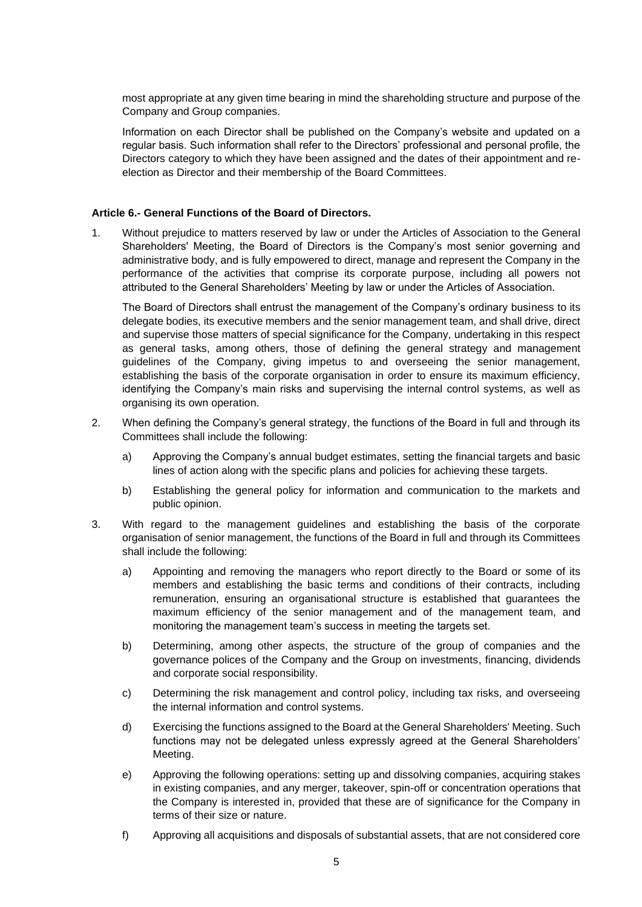most appropriate at any given time bearing in mind the shareholding structure and purpose of the Company and Group companies.

Information on each Director shall be published on the Company's website and updated on a regular basis. Such information shall refer to the Directors' professional and personal profile, the Directors category to which they have been assigned and the dates of their appointment and re-election as Director and their membership of the Board Committees.

**Article 6.- General Functions of the Board of Directors.**

1. Without prejudice to matters reserved by law or under the Articles of Association to the General Shareholders' Meeting, the Board of Directors is the Company's most senior governing and administrative body, and is fully empowered to direct, manage and represent the Company in the performance of the activities that comprise its corporate purpose, including all powers not attributed to the General Shareholders' Meeting by law or under the Articles of Association.

   The Board of Directors shall entrust the management of the Company's ordinary business to its delegate bodies, its executive members and the senior management team, and shall drive, direct and supervise those matters of special significance for the Company, undertaking in this respect as general tasks, among others, those of defining the general strategy and management guidelines of the Company, giving impetus to and overseeing the senior management, establishing the basis of the corporate organisation in order to ensure its maximum efficiency, identifying the Company's main risks and supervising the internal control systems, as well as organising its own operation.

2. When defining the Company's general strategy, the functions of the Board in full and through its Committees shall include the following:

   a) Approving the Company's annual budget estimates, setting the financial targets and basic lines of action along with the specific plans and policies for achieving these targets.

   b) Establishing the general policy for information and communication to the markets and public opinion.

3. With regard to the management guidelines and establishing the basis of the corporate organisation of senior management, the functions of the Board in full and through its Committees shall include the following:

   a) Appointing and removing the managers who report directly to the Board or some of its members and establishing the basic terms and conditions of their contracts, including remuneration, ensuring an organisational structure is established that guarantees the maximum efficiency of the senior management and of the management team, and monitoring the management team's success in meeting the targets set.

   b) Determining, among other aspects, the structure of the group of companies and the governance polices of the Company and the Group on investments, financing, dividends and corporate social responsibility.

   c) Determining the risk management and control policy, including tax risks, and overseeing the internal information and control systems.

   d) Exercising the functions assigned to the Board at the General Shareholders' Meeting. Such functions may not be delegated unless expressly agreed at the General Shareholders' Meeting.

   e) Approving the following operations: setting up and dissolving companies, acquiring stakes in existing companies, and any merger, takeover, spin-off or concentration operations that the Company is interested in, provided that these are of significance for the Company in terms of their size or nature.

   f) Approving all acquisitions and disposals of substantial assets, that are not considered core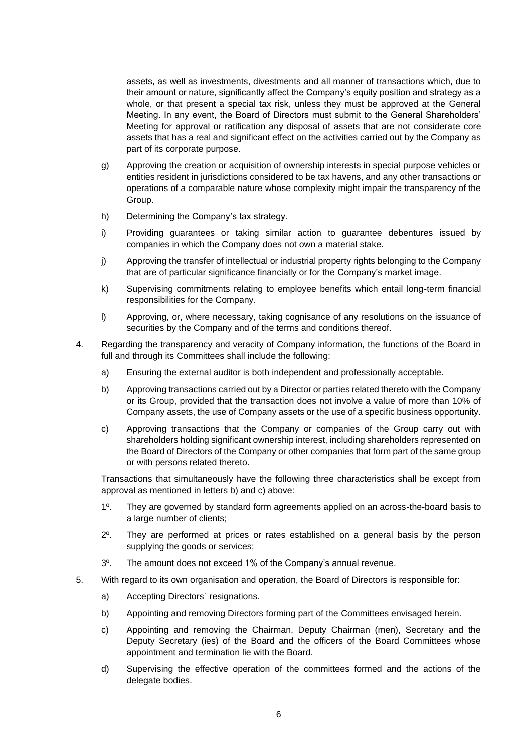assets, as well as investments, divestments and all manner of transactions which, due to their amount or nature, significantly affect the Company's equity position and strategy as a whole, or that present a special tax risk, unless they must be approved at the General Meeting. In any event, the Board of Directors must submit to the General Shareholders' Meeting for approval or ratification any disposal of assets that are not considerate core assets that has a real and significant effect on the activities carried out by the Company as part of its corporate purpose.

g) Approving the creation or acquisition of ownership interests in special purpose vehicles or entities resident in jurisdictions considered to be tax havens, and any other transactions or operations of a comparable nature whose complexity might impair the transparency of the Group.

h) Determining the Company's tax strategy.

i) Providing guarantees or taking similar action to guarantee debentures issued by companies in which the Company does not own a material stake.

j) Approving the transfer of intellectual or industrial property rights belonging to the Company that are of particular significance financially or for the Company's market image.

k) Supervising commitments relating to employee benefits which entail long-term financial responsibilities for the Company.

l) Approving, or, where necessary, taking cognisance of any resolutions on the issuance of securities by the Company and of the terms and conditions thereof.

4. Regarding the transparency and veracity of Company information, the functions of the Board in full and through its Committees shall include the following:

   a) Ensuring the external auditor is both independent and professionally acceptable.

   b) Approving transactions carried out by a Director or parties related thereto with the Company or its Group, provided that the transaction does not involve a value of more than 10% of Company assets, the use of Company assets or the use of a specific business opportunity.

   c) Approving transactions that the Company or companies of the Group carry out with shareholders holding significant ownership interest, including shareholders represented on the Board of Directors of the Company or other companies that form part of the same group or with persons related thereto.

   Transactions that simultaneously have the following three characteristics shall be except from approval as mentioned in letters b) and c) above:

   1º. They are governed by standard form agreements applied on an across-the-board basis to a large number of clients;

   2º. They are performed at prices or rates established on a general basis by the person supplying the goods or services;

   3º. The amount does not exceed 1% of the Company's annual revenue.

5. With regard to its own organisation and operation, the Board of Directors is responsible for:

   a) Accepting Directors´ resignations.

   b) Appointing and removing Directors forming part of the Committees envisaged herein.

   c) Appointing and removing the Chairman, Deputy Chairman (men), Secretary and the Deputy Secretary (ies) of the Board and the officers of the Board Committees whose appointment and termination lie with the Board.

   d) Supervising the effective operation of the committees formed and the actions of the delegate bodies.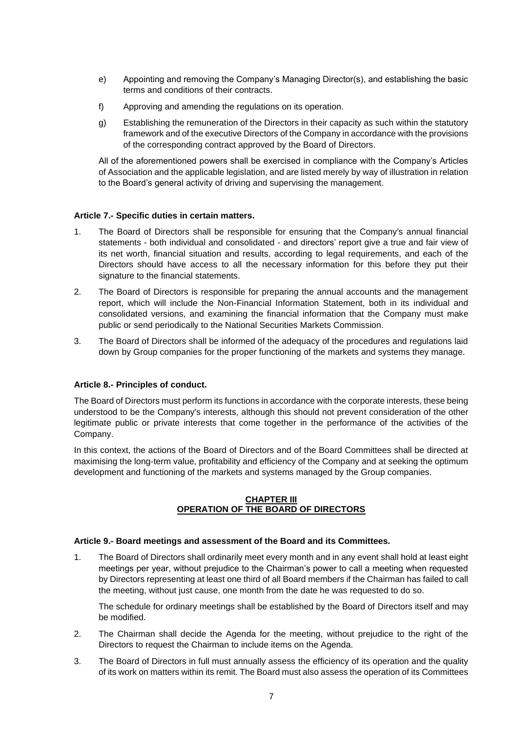e) Appointing and removing the Company's Managing Director(s), and establishing the basic terms and conditions of their contracts.

f) Approving and amending the regulations on its operation.

g) Establishing the remuneration of the Directors in their capacity as such within the statutory framework and of the executive Directors of the Company in accordance with the provisions of the corresponding contract approved by the Board of Directors.

All of the aforementioned powers shall be exercised in compliance with the Company's Articles of Association and the applicable legislation, and are listed merely by way of illustration in relation to the Board's general activity of driving and supervising the management.

**Article 7.- Specific duties in certain matters.**

1. The Board of Directors shall be responsible for ensuring that the Company's annual financial statements - both individual and consolidated - and directors' report give a true and fair view of its net worth, financial situation and results, according to legal requirements, and each of the Directors should have access to all the necessary information for this before they put their signature to the financial statements.

2. The Board of Directors is responsible for preparing the annual accounts and the management report, which will include the Non-Financial Information Statement, both in its individual and consolidated versions, and examining the financial information that the Company must make public or send periodically to the National Securities Markets Commission.

3. The Board of Directors shall be informed of the adequacy of the procedures and regulations laid down by Group companies for the proper functioning of the markets and systems they manage.

**Article 8.- Principles of conduct.**

The Board of Directors must perform its functions in accordance with the corporate interests, these being understood to be the Company's interests, although this should not prevent consideration of the other legitimate public or private interests that come together in the performance of the activities of the Company.

In this context, the actions of the Board of Directors and of the Board Committees shall be directed at maximising the long-term value, profitability and efficiency of the Company and at seeking the optimum development and functioning of the markets and systems managed by the Group companies.

## CHAPTER III
## OPERATION OF THE BOARD OF DIRECTORS

**Article 9.- Board meetings and assessment of the Board and its Committees.**

1. The Board of Directors shall ordinarily meet every month and in any event shall hold at least eight meetings per year, without prejudice to the Chairman's power to call a meeting when requested by Directors representing at least one third of all Board members if the Chairman has failed to call the meeting, without just cause, one month from the date he was requested to do so.

   The schedule for ordinary meetings shall be established by the Board of Directors itself and may be modified.

2. The Chairman shall decide the Agenda for the meeting, without prejudice to the right of the Directors to request the Chairman to include items on the Agenda.

3. The Board of Directors in full must annually assess the efficiency of its operation and the quality of its work on matters within its remit. The Board must also assess the operation of its Committees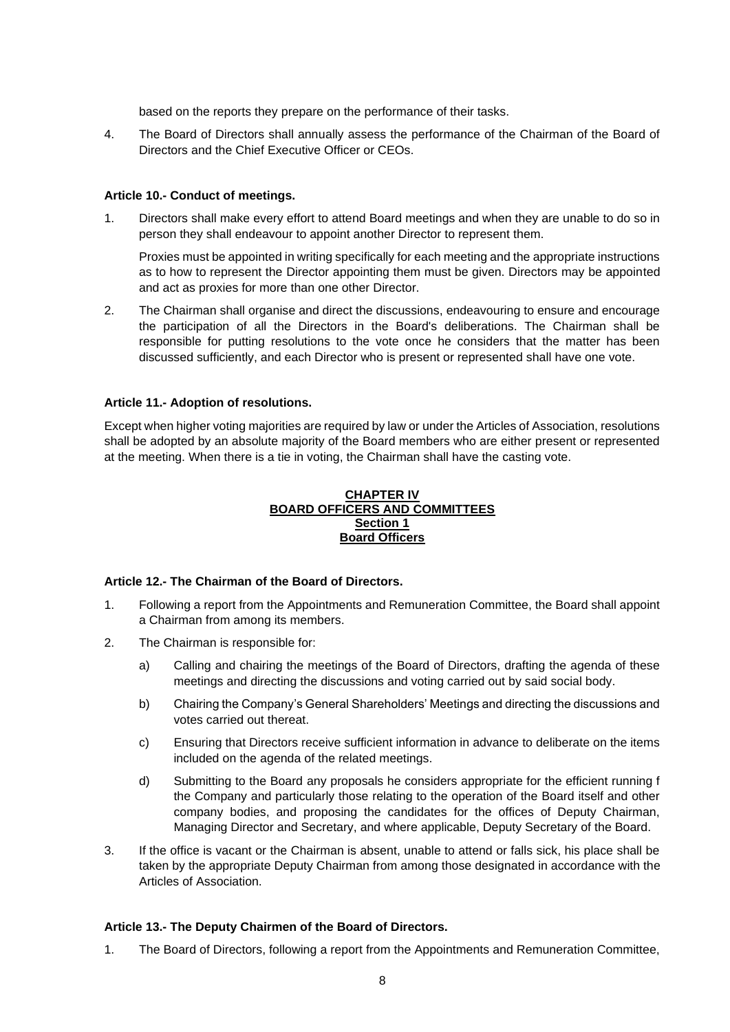based on the reports they prepare on the performance of their tasks.

4. The Board of Directors shall annually assess the performance of the Chairman of the Board of Directors and the Chief Executive Officer or CEOs.

**Article 10.- Conduct of meetings.**

1. Directors shall make every effort to attend Board meetings and when they are unable to do so in person they shall endeavour to appoint another Director to represent them.

   Proxies must be appointed in writing specifically for each meeting and the appropriate instructions as to how to represent the Director appointing them must be given. Directors may be appointed and act as proxies for more than one other Director.

2. The Chairman shall organise and direct the discussions, endeavouring to ensure and encourage the participation of all the Directors in the Board's deliberations. The Chairman shall be responsible for putting resolutions to the vote once he considers that the matter has been discussed sufficiently, and each Director who is present or represented shall have one vote.

**Article 11.- Adoption of resolutions.**

Except when higher voting majorities are required by law or under the Articles of Association, resolutions shall be adopted by an absolute majority of the Board members who are either present or represented at the meeting. When there is a tie in voting, the Chairman shall have the casting vote.

**CHAPTER IV**
**BOARD OFFICERS AND COMMITTEES**
**Section 1**
**Board Officers**

**Article 12.- The Chairman of the Board of Directors.**

1. Following a report from the Appointments and Remuneration Committee, the Board shall appoint a Chairman from among its members.

2. The Chairman is responsible for:

   a) Calling and chairing the meetings of the Board of Directors, drafting the agenda of these meetings and directing the discussions and voting carried out by said social body.

   b) Chairing the Company's General Shareholders' Meetings and directing the discussions and votes carried out thereat.

   c) Ensuring that Directors receive sufficient information in advance to deliberate on the items included on the agenda of the related meetings.

   d) Submitting to the Board any proposals he considers appropriate for the efficient running f the Company and particularly those relating to the operation of the Board itself and other company bodies, and proposing the candidates for the offices of Deputy Chairman, Managing Director and Secretary, and where applicable, Deputy Secretary of the Board.

3. If the office is vacant or the Chairman is absent, unable to attend or falls sick, his place shall be taken by the appropriate Deputy Chairman from among those designated in accordance with the Articles of Association.

**Article 13.- The Deputy Chairmen of the Board of Directors.**

1. The Board of Directors, following a report from the Appointments and Remuneration Committee,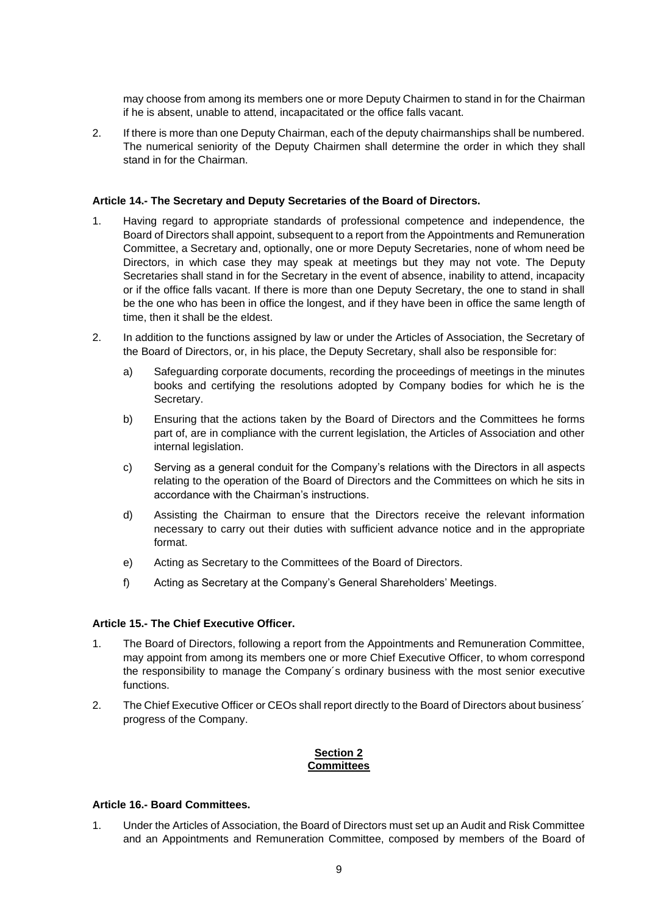may choose from among its members one or more Deputy Chairmen to stand in for the Chairman if he is absent, unable to attend, incapacitated or the office falls vacant.

2. If there is more than one Deputy Chairman, each of the deputy chairmanships shall be numbered. The numerical seniority of the Deputy Chairmen shall determine the order in which they shall stand in for the Chairman.

**Article 14.- The Secretary and Deputy Secretaries of the Board of Directors.**

1. Having regard to appropriate standards of professional competence and independence, the Board of Directors shall appoint, subsequent to a report from the Appointments and Remuneration Committee, a Secretary and, optionally, one or more Deputy Secretaries, none of whom need be Directors, in which case they may speak at meetings but they may not vote. The Deputy Secretaries shall stand in for the Secretary in the event of absence, inability to attend, incapacity or if the office falls vacant. If there is more than one Deputy Secretary, the one to stand in shall be the one who has been in office the longest, and if they have been in office the same length of time, then it shall be the eldest.

2. In addition to the functions assigned by law or under the Articles of Association, the Secretary of the Board of Directors, or, in his place, the Deputy Secretary, shall also be responsible for:

   a) Safeguarding corporate documents, recording the proceedings of meetings in the minutes books and certifying the resolutions adopted by Company bodies for which he is the Secretary.

   b) Ensuring that the actions taken by the Board of Directors and the Committees he forms part of, are in compliance with the current legislation, the Articles of Association and other internal legislation.

   c) Serving as a general conduit for the Company's relations with the Directors in all aspects relating to the operation of the Board of Directors and the Committees on which he sits in accordance with the Chairman's instructions.

   d) Assisting the Chairman to ensure that the Directors receive the relevant information necessary to carry out their duties with sufficient advance notice and in the appropriate format.

   e) Acting as Secretary to the Committees of the Board of Directors.

   f) Acting as Secretary at the Company's General Shareholders' Meetings.

**Article 15.- The Chief Executive Officer.**

1. The Board of Directors, following a report from the Appointments and Remuneration Committee, may appoint from among its members one or more Chief Executive Officer, to whom correspond the responsibility to manage the Company´s ordinary business with the most senior executive functions.

2. The Chief Executive Officer or CEOs shall report directly to the Board of Directors about business´ progress of the Company.

## Section 2
## Committees

**Article 16.- Board Committees.**

1. Under the Articles of Association, the Board of Directors must set up an Audit and Risk Committee and an Appointments and Remuneration Committee, composed by members of the Board of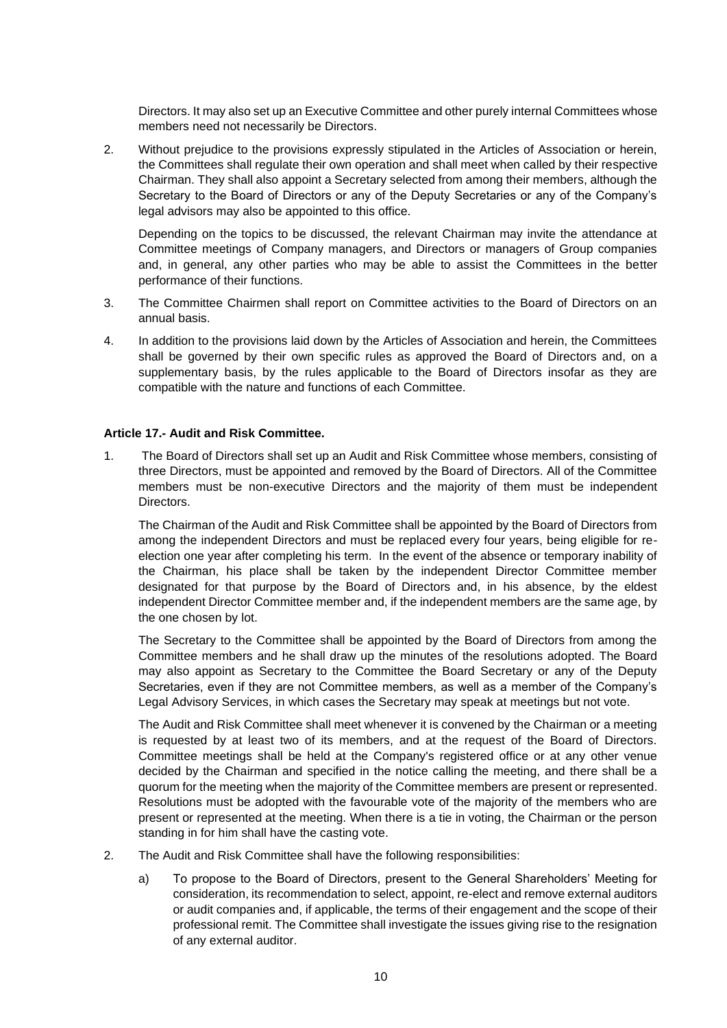Directors. It may also set up an Executive Committee and other purely internal Committees whose members need not necessarily be Directors.

2. Without prejudice to the provisions expressly stipulated in the Articles of Association or herein, the Committees shall regulate their own operation and shall meet when called by their respective Chairman. They shall also appoint a Secretary selected from among their members, although the Secretary to the Board of Directors or any of the Deputy Secretaries or any of the Company's legal advisors may also be appointed to this office.

   Depending on the topics to be discussed, the relevant Chairman may invite the attendance at Committee meetings of Company managers, and Directors or managers of Group companies and, in general, any other parties who may be able to assist the Committees in the better performance of their functions.

3. The Committee Chairmen shall report on Committee activities to the Board of Directors on an annual basis.

4. In addition to the provisions laid down by the Articles of Association and herein, the Committees shall be governed by their own specific rules as approved the Board of Directors and, on a supplementary basis, by the rules applicable to the Board of Directors insofar as they are compatible with the nature and functions of each Committee.

**Article 17.- Audit and Risk Committee.**

1. The Board of Directors shall set up an Audit and Risk Committee whose members, consisting of three Directors, must be appointed and removed by the Board of Directors. All of the Committee members must be non-executive Directors and the majority of them must be independent Directors.

   The Chairman of the Audit and Risk Committee shall be appointed by the Board of Directors from among the independent Directors and must be replaced every four years, being eligible for re-election one year after completing his term. In the event of the absence or temporary inability of the Chairman, his place shall be taken by the independent Director Committee member designated for that purpose by the Board of Directors and, in his absence, by the eldest independent Director Committee member and, if the independent members are the same age, by the one chosen by lot.

   The Secretary to the Committee shall be appointed by the Board of Directors from among the Committee members and he shall draw up the minutes of the resolutions adopted. The Board may also appoint as Secretary to the Committee the Board Secretary or any of the Deputy Secretaries, even if they are not Committee members, as well as a member of the Company's Legal Advisory Services, in which cases the Secretary may speak at meetings but not vote.

   The Audit and Risk Committee shall meet whenever it is convened by the Chairman or a meeting is requested by at least two of its members, and at the request of the Board of Directors. Committee meetings shall be held at the Company's registered office or at any other venue decided by the Chairman and specified in the notice calling the meeting, and there shall be a quorum for the meeting when the majority of the Committee members are present or represented. Resolutions must be adopted with the favourable vote of the majority of the members who are present or represented at the meeting. When there is a tie in voting, the Chairman or the person standing in for him shall have the casting vote.

2. The Audit and Risk Committee shall have the following responsibilities:

   a) To propose to the Board of Directors, present to the General Shareholders' Meeting for consideration, its recommendation to select, appoint, re-elect and remove external auditors or audit companies and, if applicable, the terms of their engagement and the scope of their professional remit. The Committee shall investigate the issues giving rise to the resignation of any external auditor.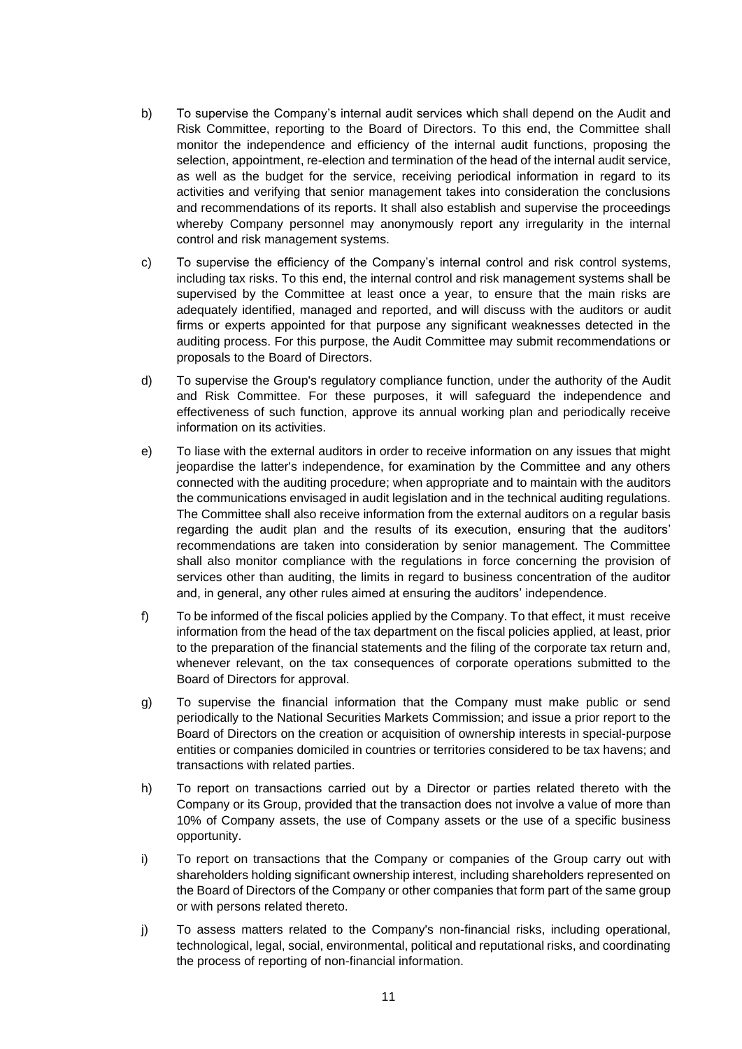b) To supervise the Company's internal audit services which shall depend on the Audit and Risk Committee, reporting to the Board of Directors. To this end, the Committee shall monitor the independence and efficiency of the internal audit functions, proposing the selection, appointment, re-election and termination of the head of the internal audit service, as well as the budget for the service, receiving periodical information in regard to its activities and verifying that senior management takes into consideration the conclusions and recommendations of its reports. It shall also establish and supervise the proceedings whereby Company personnel may anonymously report any irregularity in the internal control and risk management systems.

c) To supervise the efficiency of the Company's internal control and risk control systems, including tax risks. To this end, the internal control and risk management systems shall be supervised by the Committee at least once a year, to ensure that the main risks are adequately identified, managed and reported, and will discuss with the auditors or audit firms or experts appointed for that purpose any significant weaknesses detected in the auditing process. For this purpose, the Audit Committee may submit recommendations or proposals to the Board of Directors.

d) To supervise the Group's regulatory compliance function, under the authority of the Audit and Risk Committee. For these purposes, it will safeguard the independence and effectiveness of such function, approve its annual working plan and periodically receive information on its activities.

e) To liase with the external auditors in order to receive information on any issues that might jeopardise the latter's independence, for examination by the Committee and any others connected with the auditing procedure; when appropriate and to maintain with the auditors the communications envisaged in audit legislation and in the technical auditing regulations. The Committee shall also receive information from the external auditors on a regular basis regarding the audit plan and the results of its execution, ensuring that the auditors' recommendations are taken into consideration by senior management. The Committee shall also monitor compliance with the regulations in force concerning the provision of services other than auditing, the limits in regard to business concentration of the auditor and, in general, any other rules aimed at ensuring the auditors' independence.

f) To be informed of the fiscal policies applied by the Company. To that effect, it must receive information from the head of the tax department on the fiscal policies applied, at least, prior to the preparation of the financial statements and the filing of the corporate tax return and, whenever relevant, on the tax consequences of corporate operations submitted to the Board of Directors for approval.

g) To supervise the financial information that the Company must make public or send periodically to the National Securities Markets Commission; and issue a prior report to the Board of Directors on the creation or acquisition of ownership interests in special-purpose entities or companies domiciled in countries or territories considered to be tax havens; and transactions with related parties.

h) To report on transactions carried out by a Director or parties related thereto with the Company or its Group, provided that the transaction does not involve a value of more than 10% of Company assets, the use of Company assets or the use of a specific business opportunity.

i) To report on transactions that the Company or companies of the Group carry out with shareholders holding significant ownership interest, including shareholders represented on the Board of Directors of the Company or other companies that form part of the same group or with persons related thereto.

j) To assess matters related to the Company's non-financial risks, including operational, technological, legal, social, environmental, political and reputational risks, and coordinating the process of reporting of non-financial information.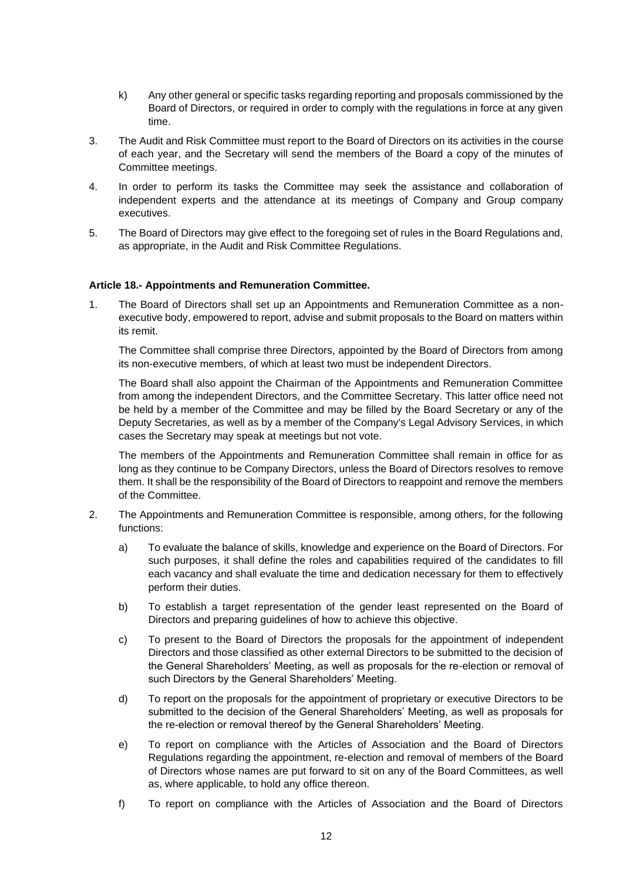k) Any other general or specific tasks regarding reporting and proposals commissioned by the Board of Directors, or required in order to comply with the regulations in force at any given time.

3. The Audit and Risk Committee must report to the Board of Directors on its activities in the course of each year, and the Secretary will send the members of the Board a copy of the minutes of Committee meetings.

4. In order to perform its tasks the Committee may seek the assistance and collaboration of independent experts and the attendance at its meetings of Company and Group company executives.

5. The Board of Directors may give effect to the foregoing set of rules in the Board Regulations and, as appropriate, in the Audit and Risk Committee Regulations.

**Article 18.- Appointments and Remuneration Committee.**

1. The Board of Directors shall set up an Appointments and Remuneration Committee as a non-executive body, empowered to report, advise and submit proposals to the Board on matters within its remit.

   The Committee shall comprise three Directors, appointed by the Board of Directors from among its non-executive members, of which at least two must be independent Directors.

   The Board shall also appoint the Chairman of the Appointments and Remuneration Committee from among the independent Directors, and the Committee Secretary. This latter office need not be held by a member of the Committee and may be filled by the Board Secretary or any of the Deputy Secretaries, as well as by a member of the Company's Legal Advisory Services, in which cases the Secretary may speak at meetings but not vote.

   The members of the Appointments and Remuneration Committee shall remain in office for as long as they continue to be Company Directors, unless the Board of Directors resolves to remove them. It shall be the responsibility of the Board of Directors to reappoint and remove the members of the Committee.

2. The Appointments and Remuneration Committee is responsible, among others, for the following functions:

   a) To evaluate the balance of skills, knowledge and experience on the Board of Directors. For such purposes, it shall define the roles and capabilities required of the candidates to fill each vacancy and shall evaluate the time and dedication necessary for them to effectively perform their duties.

   b) To establish a target representation of the gender least represented on the Board of Directors and preparing guidelines of how to achieve this objective.

   c) To present to the Board of Directors the proposals for the appointment of independent Directors and those classified as other external Directors to be submitted to the decision of the General Shareholders' Meeting, as well as proposals for the re-election or removal of such Directors by the General Shareholders' Meeting.

   d) To report on the proposals for the appointment of proprietary or executive Directors to be submitted to the decision of the General Shareholders' Meeting, as well as proposals for the re-election or removal thereof by the General Shareholders' Meeting.

   e) To report on compliance with the Articles of Association and the Board of Directors Regulations regarding the appointment, re-election and removal of members of the Board of Directors whose names are put forward to sit on any of the Board Committees, as well as, where applicable, to hold any office thereon.

   f) To report on compliance with the Articles of Association and the Board of Directors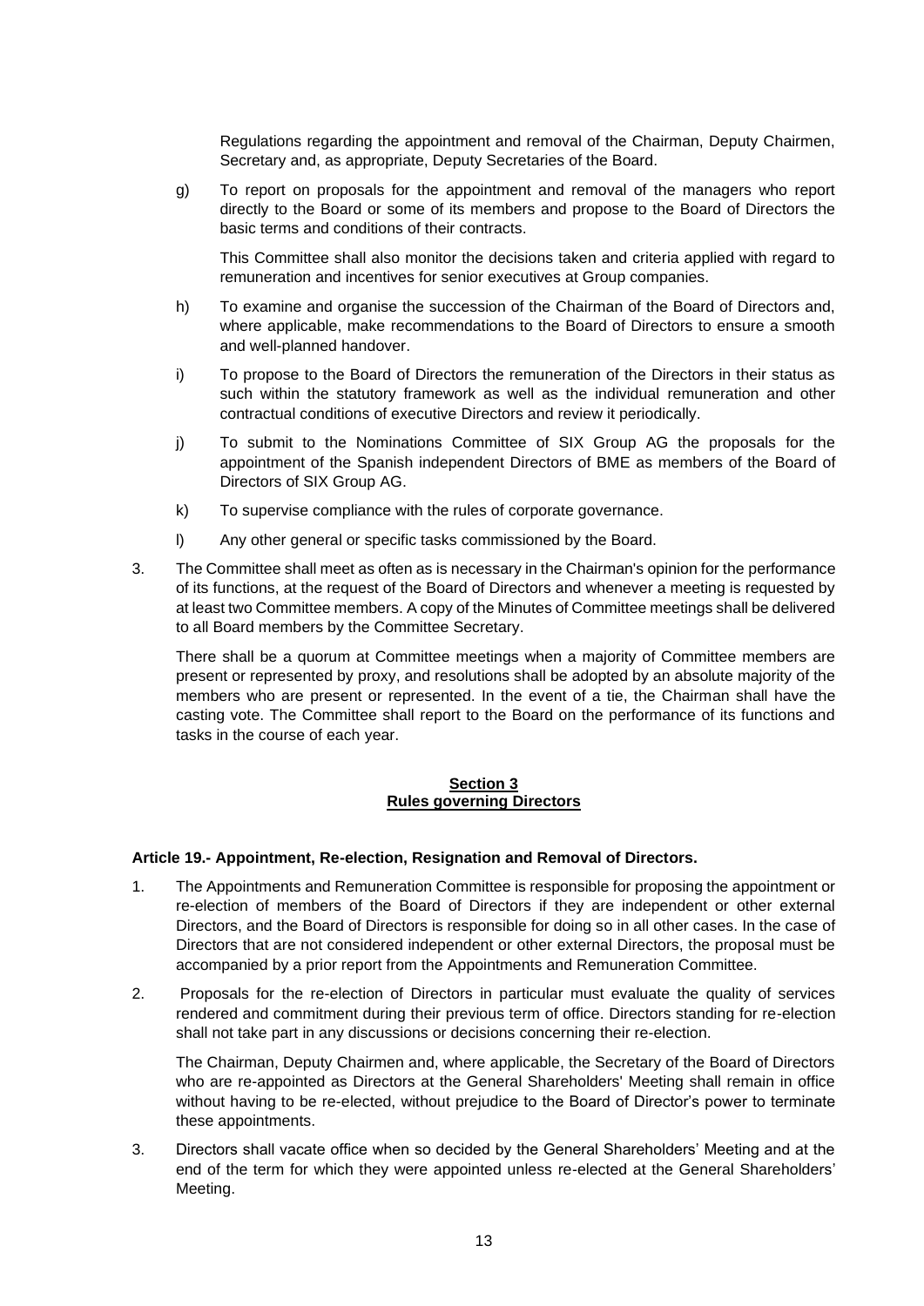Regulations regarding the appointment and removal of the Chairman, Deputy Chairmen, Secretary and, as appropriate, Deputy Secretaries of the Board.

g) To report on proposals for the appointment and removal of the managers who report directly to the Board or some of its members and propose to the Board of Directors the basic terms and conditions of their contracts.

   This Committee shall also monitor the decisions taken and criteria applied with regard to remuneration and incentives for senior executives at Group companies.

h) To examine and organise the succession of the Chairman of the Board of Directors and, where applicable, make recommendations to the Board of Directors to ensure a smooth and well-planned handover.

i) To propose to the Board of Directors the remuneration of the Directors in their status as such within the statutory framework as well as the individual remuneration and other contractual conditions of executive Directors and review it periodically.

j) To submit to the Nominations Committee of SIX Group AG the proposals for the appointment of the Spanish independent Directors of BME as members of the Board of Directors of SIX Group AG.

k) To supervise compliance with the rules of corporate governance.

l) Any other general or specific tasks commissioned by the Board.

3. The Committee shall meet as often as is necessary in the Chairman's opinion for the performance of its functions, at the request of the Board of Directors and whenever a meeting is requested by at least two Committee members. A copy of the Minutes of Committee meetings shall be delivered to all Board members by the Committee Secretary.

   There shall be a quorum at Committee meetings when a majority of Committee members are present or represented by proxy, and resolutions shall be adopted by an absolute majority of the members who are present or represented. In the event of a tie, the Chairman shall have the casting vote. The Committee shall report to the Board on the performance of its functions and tasks in the course of each year.

## Section 3
## Rules governing Directors

**Article 19.- Appointment, Re-election, Resignation and Removal of Directors.**

1. The Appointments and Remuneration Committee is responsible for proposing the appointment or re-election of members of the Board of Directors if they are independent or other external Directors, and the Board of Directors is responsible for doing so in all other cases. In the case of Directors that are not considered independent or other external Directors, the proposal must be accompanied by a prior report from the Appointments and Remuneration Committee.

2. Proposals for the re-election of Directors in particular must evaluate the quality of services rendered and commitment during their previous term of office. Directors standing for re-election shall not take part in any discussions or decisions concerning their re-election.

   The Chairman, Deputy Chairmen and, where applicable, the Secretary of the Board of Directors who are re-appointed as Directors at the General Shareholders' Meeting shall remain in office without having to be re-elected, without prejudice to the Board of Director's power to terminate these appointments.

3. Directors shall vacate office when so decided by the General Shareholders' Meeting and at the end of the term for which they were appointed unless re-elected at the General Shareholders' Meeting.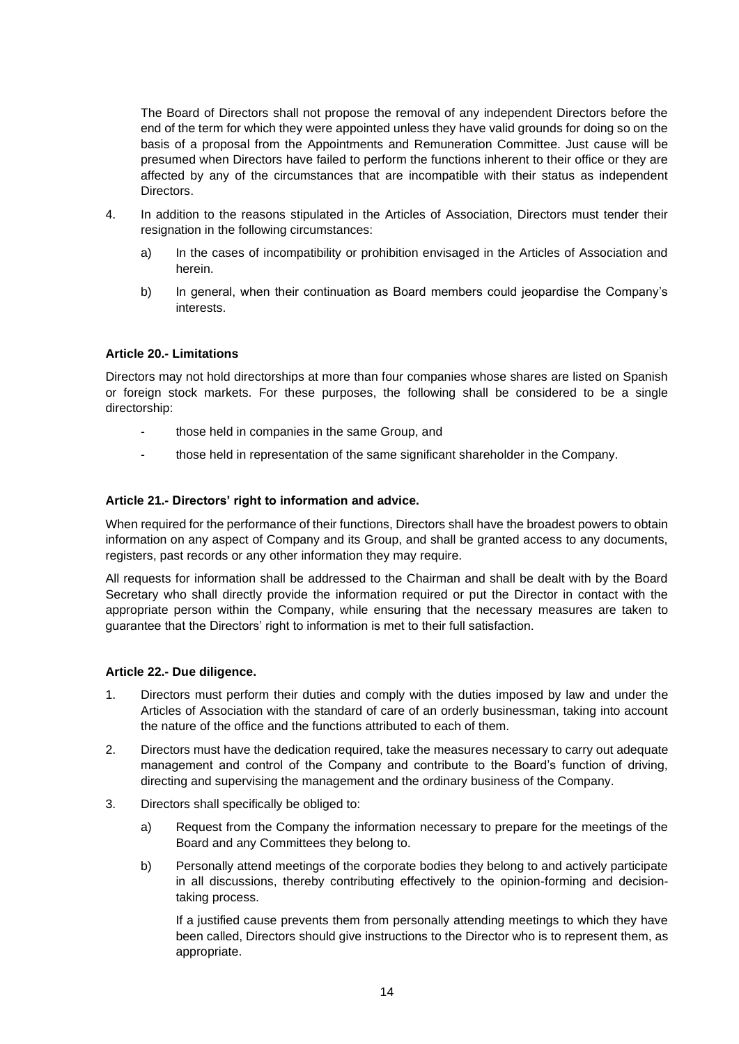The Board of Directors shall not propose the removal of any independent Directors before the end of the term for which they were appointed unless they have valid grounds for doing so on the basis of a proposal from the Appointments and Remuneration Committee. Just cause will be presumed when Directors have failed to perform the functions inherent to their office or they are affected by any of the circumstances that are incompatible with their status as independent Directors.

4. In addition to the reasons stipulated in the Articles of Association, Directors must tender their resignation in the following circumstances:

   a) In the cases of incompatibility or prohibition envisaged in the Articles of Association and herein.

   b) In general, when their continuation as Board members could jeopardise the Company's interests.

**Article 20.- Limitations**

Directors may not hold directorships at more than four companies whose shares are listed on Spanish or foreign stock markets. For these purposes, the following shall be considered to be a single directorship:

- those held in companies in the same Group, and
- those held in representation of the same significant shareholder in the Company.

**Article 21.- Directors' right to information and advice.**

When required for the performance of their functions, Directors shall have the broadest powers to obtain information on any aspect of Company and its Group, and shall be granted access to any documents, registers, past records or any other information they may require.

All requests for information shall be addressed to the Chairman and shall be dealt with by the Board Secretary who shall directly provide the information required or put the Director in contact with the appropriate person within the Company, while ensuring that the necessary measures are taken to guarantee that the Directors' right to information is met to their full satisfaction.

**Article 22.- Due diligence.**

1. Directors must perform their duties and comply with the duties imposed by law and under the Articles of Association with the standard of care of an orderly businessman, taking into account the nature of the office and the functions attributed to each of them.

2. Directors must have the dedication required, take the measures necessary to carry out adequate management and control of the Company and contribute to the Board's function of driving, directing and supervising the management and the ordinary business of the Company.

3. Directors shall specifically be obliged to:

   a) Request from the Company the information necessary to prepare for the meetings of the Board and any Committees they belong to.

   b) Personally attend meetings of the corporate bodies they belong to and actively participate in all discussions, thereby contributing effectively to the opinion-forming and decision-taking process.

      If a justified cause prevents them from personally attending meetings to which they have been called, Directors should give instructions to the Director who is to represent them, as appropriate.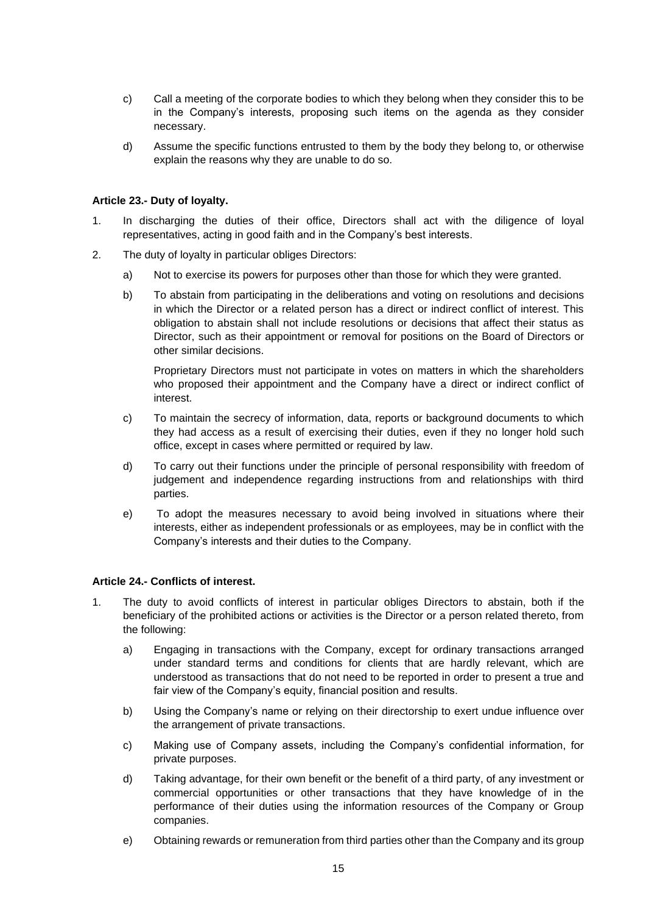c) Call a meeting of the corporate bodies to which they belong when they consider this to be in the Company's interests, proposing such items on the agenda as they consider necessary.

d) Assume the specific functions entrusted to them by the body they belong to, or otherwise explain the reasons why they are unable to do so.

**Article 23.- Duty of loyalty.**

1. In discharging the duties of their office, Directors shall act with the diligence of loyal representatives, acting in good faith and in the Company's best interests.

2. The duty of loyalty in particular obliges Directors:

   a) Not to exercise its powers for purposes other than those for which they were granted.

   b) To abstain from participating in the deliberations and voting on resolutions and decisions in which the Director or a related person has a direct or indirect conflict of interest. This obligation to abstain shall not include resolutions or decisions that affect their status as Director, such as their appointment or removal for positions on the Board of Directors or other similar decisions.

      Proprietary Directors must not participate in votes on matters in which the shareholders who proposed their appointment and the Company have a direct or indirect conflict of interest.

   c) To maintain the secrecy of information, data, reports or background documents to which they had access as a result of exercising their duties, even if they no longer hold such office, except in cases where permitted or required by law.

   d) To carry out their functions under the principle of personal responsibility with freedom of judgement and independence regarding instructions from and relationships with third parties.

   e) To adopt the measures necessary to avoid being involved in situations where their interests, either as independent professionals or as employees, may be in conflict with the Company's interests and their duties to the Company.

**Article 24.- Conflicts of interest.**

1. The duty to avoid conflicts of interest in particular obliges Directors to abstain, both if the beneficiary of the prohibited actions or activities is the Director or a person related thereto, from the following:

   a) Engaging in transactions with the Company, except for ordinary transactions arranged under standard terms and conditions for clients that are hardly relevant, which are understood as transactions that do not need to be reported in order to present a true and fair view of the Company's equity, financial position and results.

   b) Using the Company's name or relying on their directorship to exert undue influence over the arrangement of private transactions.

   c) Making use of Company assets, including the Company's confidential information, for private purposes.

   d) Taking advantage, for their own benefit or the benefit of a third party, of any investment or commercial opportunities or other transactions that they have knowledge of in the performance of their duties using the information resources of the Company or Group companies.

   e) Obtaining rewards or remuneration from third parties other than the Company and its group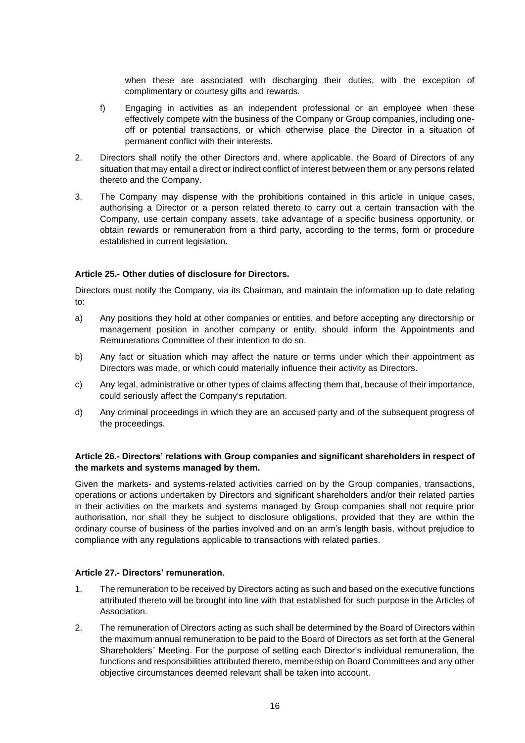when these are associated with discharging their duties, with the exception of complimentary or courtesy gifts and rewards.

f) Engaging in activities as an independent professional or an employee when these effectively compete with the business of the Company or Group companies, including one-off or potential transactions, or which otherwise place the Director in a situation of permanent conflict with their interests.

2. Directors shall notify the other Directors and, where applicable, the Board of Directors of any situation that may entail a direct or indirect conflict of interest between them or any persons related thereto and the Company.

3. The Company may dispense with the prohibitions contained in this article in unique cases, authorising a Director or a person related thereto to carry out a certain transaction with the Company, use certain company assets, take advantage of a specific business opportunity, or obtain rewards or remuneration from a third party, according to the terms, form or procedure established in current legislation.

**Article 25.- Other duties of disclosure for Directors.**

Directors must notify the Company, via its Chairman, and maintain the information up to date relating to:

a) Any positions they hold at other companies or entities, and before accepting any directorship or management position in another company or entity, should inform the Appointments and Remunerations Committee of their intention to do so.

b) Any fact or situation which may affect the nature or terms under which their appointment as Directors was made, or which could materially influence their activity as Directors.

c) Any legal, administrative or other types of claims affecting them that, because of their importance, could seriously affect the Company's reputation.

d) Any criminal proceedings in which they are an accused party and of the subsequent progress of the proceedings.

**Article 26.- Directors' relations with Group companies and significant shareholders in respect of the markets and systems managed by them.**

Given the markets- and systems-related activities carried on by the Group companies, transactions, operations or actions undertaken by Directors and significant shareholders and/or their related parties in their activities on the markets and systems managed by Group companies shall not require prior authorisation, nor shall they be subject to disclosure obligations, provided that they are within the ordinary course of business of the parties involved and on an arm's length basis, without prejudice to compliance with any regulations applicable to transactions with related parties.

**Article 27.- Directors' remuneration.**

1. The remuneration to be received by Directors acting as such and based on the executive functions attributed thereto will be brought into line with that established for such purpose in the Articles of Association.

2. The remuneration of Directors acting as such shall be determined by the Board of Directors within the maximum annual remuneration to be paid to the Board of Directors as set forth at the General Shareholders´ Meeting. For the purpose of setting each Director's individual remuneration, the functions and responsibilities attributed thereto, membership on Board Committees and any other objective circumstances deemed relevant shall be taken into account.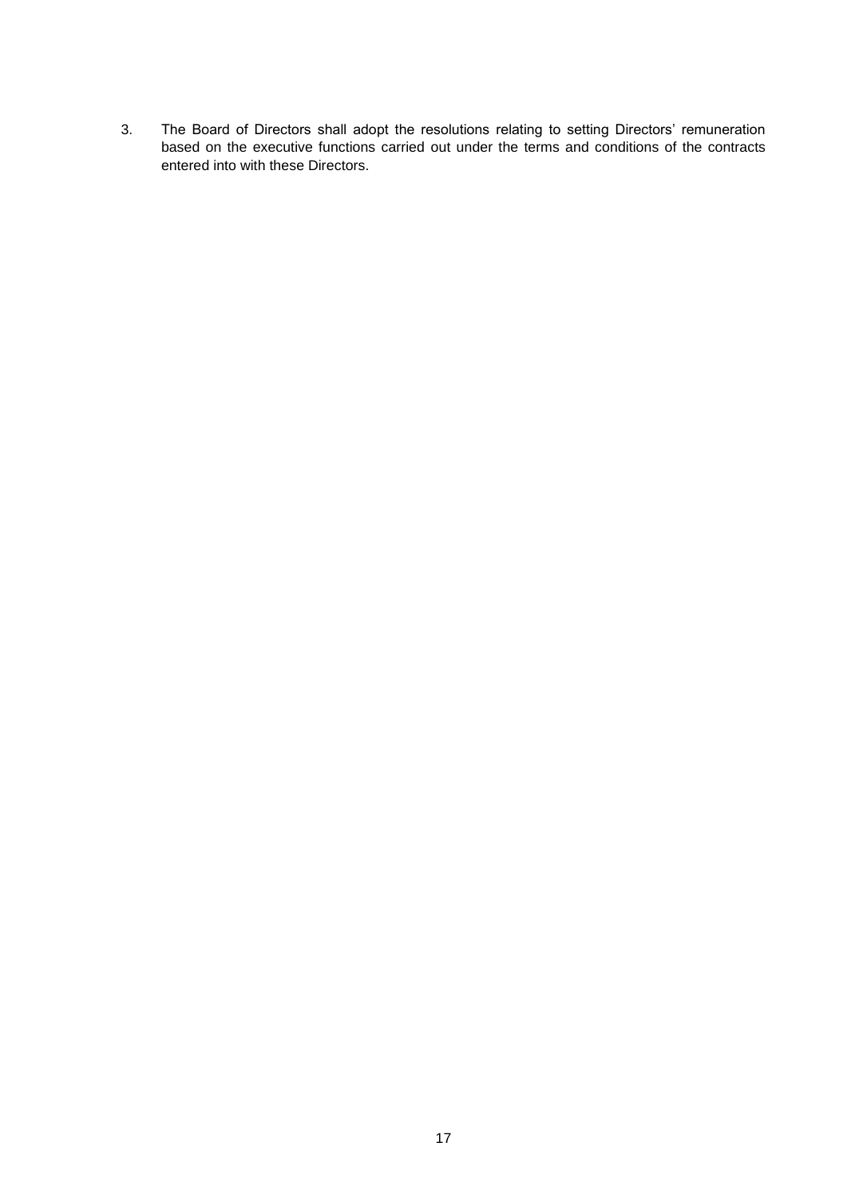3. The Board of Directors shall adopt the resolutions relating to setting Directors' remuneration based on the executive functions carried out under the terms and conditions of the contracts entered into with these Directors.